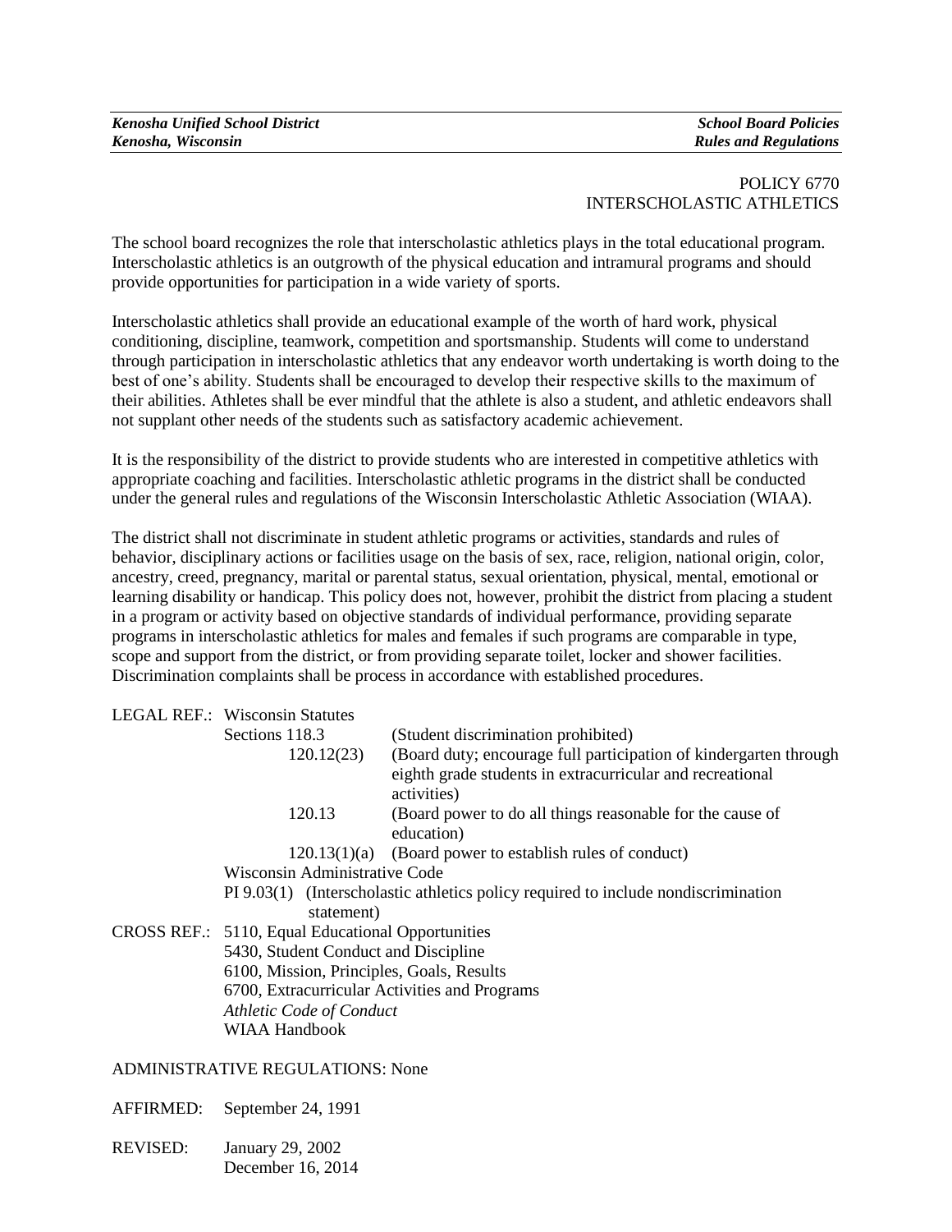# POLICY 6770
# INTERSCHOLASTIC ATHLETICS

The school board recognizes the role that interscholastic athletics plays in the total educational program. Interscholastic athletics is an outgrowth of the physical education and intramural programs and should provide opportunities for participation in a wide variety of sports.

Interscholastic athletics shall provide an educational example of the worth of hard work, physical conditioning, discipline, teamwork, competition and sportsmanship. Students will come to understand through participation in interscholastic athletics that any endeavor worth undertaking is worth doing to the best of one's ability. Students shall be encouraged to develop their respective skills to the maximum of their abilities. Athletes shall be ever mindful that the athlete is also a student, and athletic endeavors shall not supplant other needs of the students such as satisfactory academic achievement.

It is the responsibility of the district to provide students who are interested in competitive athletics with appropriate coaching and facilities. Interscholastic athletic programs in the district shall be conducted under the general rules and regulations of the Wisconsin Interscholastic Athletic Association (WIAA).

The district shall not discriminate in student athletic programs or activities, standards and rules of behavior, disciplinary actions or facilities usage on the basis of sex, race, religion, national origin, color, ancestry, creed, pregnancy, marital or parental status, sexual orientation, physical, mental, emotional or learning disability or handicap. This policy does not, however, prohibit the district from placing a student in a program or activity based on objective standards of individual performance, providing separate programs in interscholastic athletics for males and females if such programs are comparable in type, scope and support from the district, or from providing separate toilet, locker and shower facilities. Discrimination complaints shall be process in accordance with established procedures.

LEGAL REF.: Wisconsin Statutes

| | |
|---|---|
| Sections 118.3 | (Student discrimination prohibited) |
| 120.12(23) | (Board duty; encourage full participation of kindergarten through eighth grade students in extracurricular and recreational activities) |
| 120.13 | (Board power to do all things reasonable for the cause of education) |
| 120.13(1)(a) | (Board power to establish rules of conduct) |

Wisconsin Administrative Code

PI 9.03(1) (Interscholastic athletics policy required to include nondiscrimination statement)

CROSS REF.: 5110, Equal Educational Opportunities
5430, Student Conduct and Discipline
6100, Mission, Principles, Goals, Results
6700, Extracurricular Activities and Programs
*Athletic Code of Conduct*
WIAA Handbook

ADMINISTRATIVE REGULATIONS: None

AFFIRMED: September 24, 1991

REVISED: January 29, 2002
December 16, 2014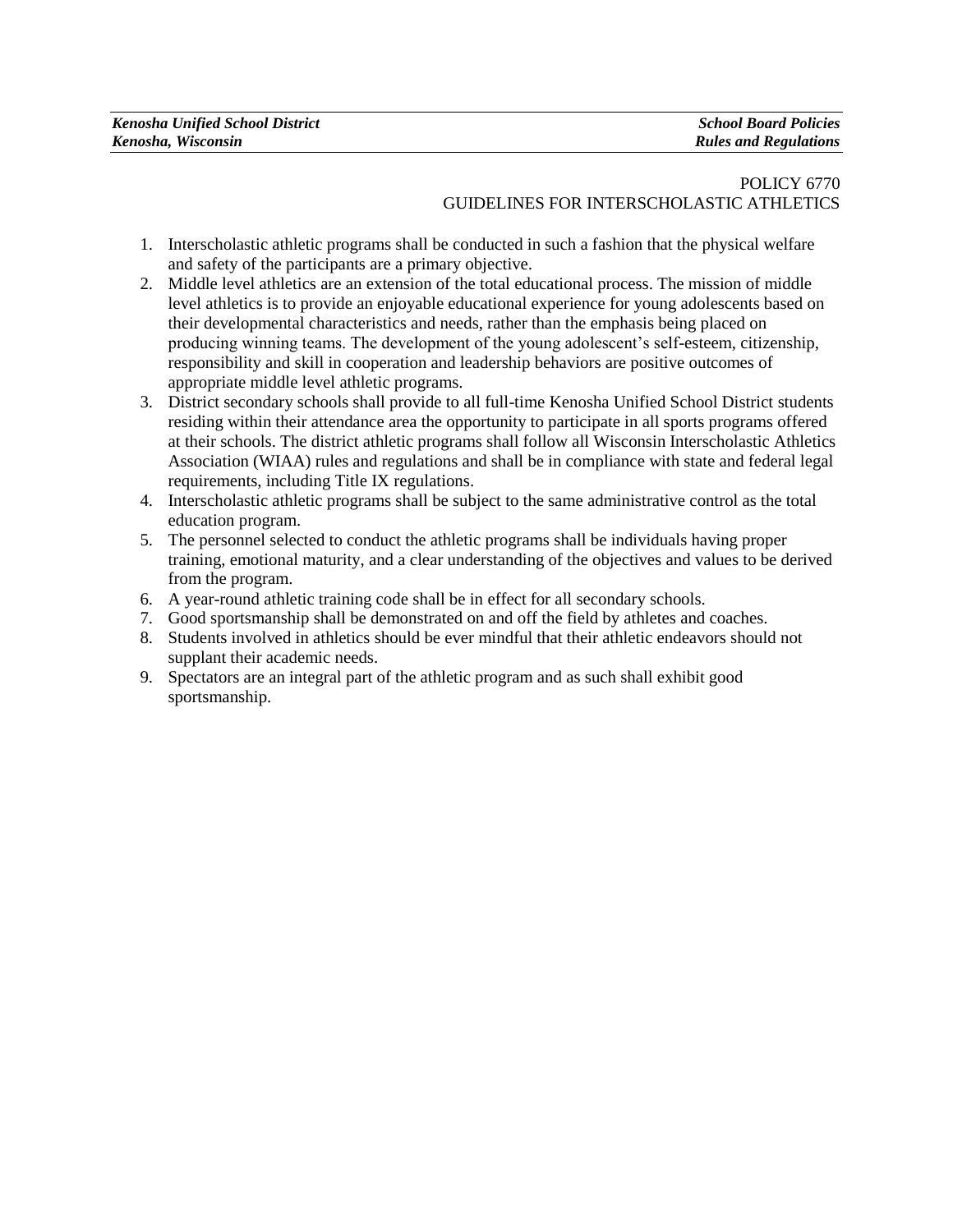POLICY 6770
GUIDELINES FOR INTERSCHOLASTIC ATHLETICS

1. Interscholastic athletic programs shall be conducted in such a fashion that the physical welfare and safety of the participants are a primary objective.
2. Middle level athletics are an extension of the total educational process. The mission of middle level athletics is to provide an enjoyable educational experience for young adolescents based on their developmental characteristics and needs, rather than the emphasis being placed on producing winning teams. The development of the young adolescent's self-esteem, citizenship, responsibility and skill in cooperation and leadership behaviors are positive outcomes of appropriate middle level athletic programs.
3. District secondary schools shall provide to all full-time Kenosha Unified School District students residing within their attendance area the opportunity to participate in all sports programs offered at their schools. The district athletic programs shall follow all Wisconsin Interscholastic Athletics Association (WIAA) rules and regulations and shall be in compliance with state and federal legal requirements, including Title IX regulations.
4. Interscholastic athletic programs shall be subject to the same administrative control as the total education program.
5. The personnel selected to conduct the athletic programs shall be individuals having proper training, emotional maturity, and a clear understanding of the objectives and values to be derived from the program.
6. A year-round athletic training code shall be in effect for all secondary schools.
7. Good sportsmanship shall be demonstrated on and off the field by athletes and coaches.
8. Students involved in athletics should be ever mindful that their athletic endeavors should not supplant their academic needs.
9. Spectators are an integral part of the athletic program and as such shall exhibit good sportsmanship.